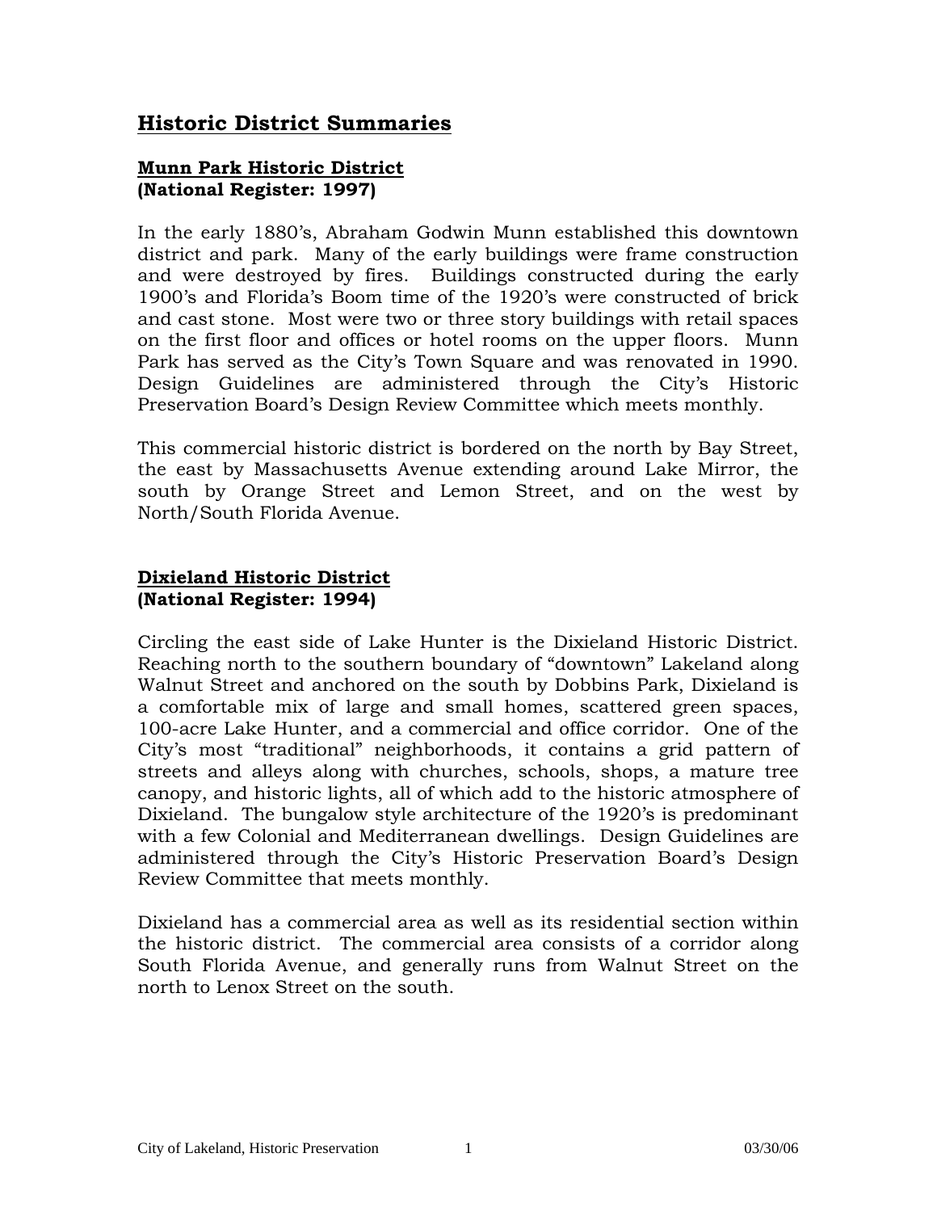# Historic District Summaries

## Munn Park Historic District
**(National Register: 1997)**

In the early 1880's, Abraham Godwin Munn established this downtown district and park. Many of the early buildings were frame construction and were destroyed by fires. Buildings constructed during the early 1900's and Florida's Boom time of the 1920's were constructed of brick and cast stone. Most were two or three story buildings with retail spaces on the first floor and offices or hotel rooms on the upper floors. Munn Park has served as the City's Town Square and was renovated in 1990. Design Guidelines are administered through the City's Historic Preservation Board's Design Review Committee which meets monthly.

This commercial historic district is bordered on the north by Bay Street, the east by Massachusetts Avenue extending around Lake Mirror, the south by Orange Street and Lemon Street, and on the west by North/South Florida Avenue.

## Dixieland Historic District
**(National Register: 1994)**

Circling the east side of Lake Hunter is the Dixieland Historic District. Reaching north to the southern boundary of "downtown" Lakeland along Walnut Street and anchored on the south by Dobbins Park, Dixieland is a comfortable mix of large and small homes, scattered green spaces, 100-acre Lake Hunter, and a commercial and office corridor. One of the City's most "traditional" neighborhoods, it contains a grid pattern of streets and alleys along with churches, schools, shops, a mature tree canopy, and historic lights, all of which add to the historic atmosphere of Dixieland. The bungalow style architecture of the 1920's is predominant with a few Colonial and Mediterranean dwellings. Design Guidelines are administered through the City's Historic Preservation Board's Design Review Committee that meets monthly.

Dixieland has a commercial area as well as its residential section within the historic district. The commercial area consists of a corridor along South Florida Avenue, and generally runs from Walnut Street on the north to Lenox Street on the south.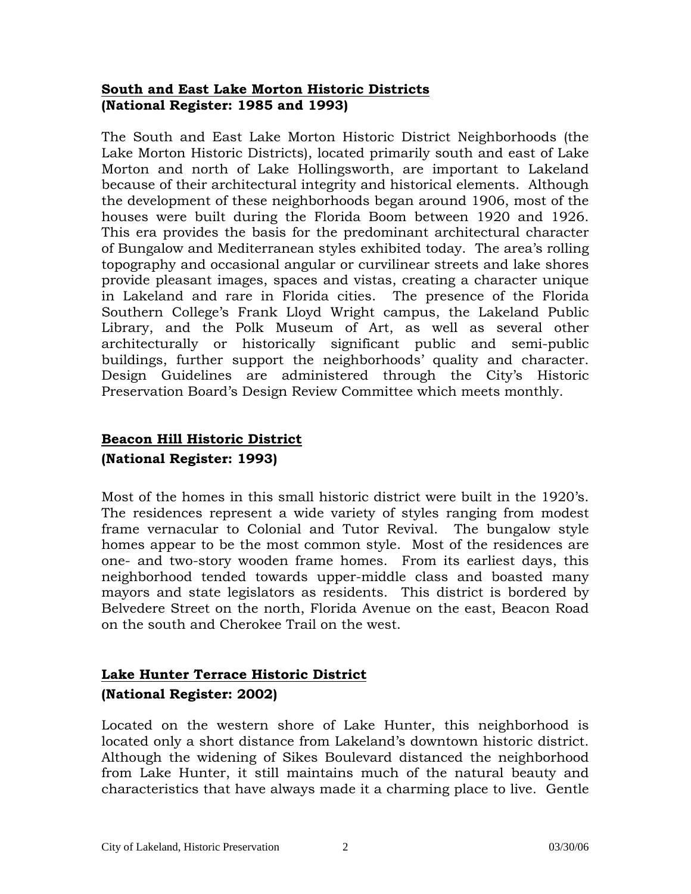**South and East Lake Morton Historic Districts**
**(National Register: 1985 and 1993)**

The South and East Lake Morton Historic District Neighborhoods (the Lake Morton Historic Districts), located primarily south and east of Lake Morton and north of Lake Hollingsworth, are important to Lakeland because of their architectural integrity and historical elements. Although the development of these neighborhoods began around 1906, most of the houses were built during the Florida Boom between 1920 and 1926. This era provides the basis for the predominant architectural character of Bungalow and Mediterranean styles exhibited today. The area's rolling topography and occasional angular or curvilinear streets and lake shores provide pleasant images, spaces and vistas, creating a character unique in Lakeland and rare in Florida cities. The presence of the Florida Southern College's Frank Lloyd Wright campus, the Lakeland Public Library, and the Polk Museum of Art, as well as several other architecturally or historically significant public and semi-public buildings, further support the neighborhoods' quality and character. Design Guidelines are administered through the City's Historic Preservation Board's Design Review Committee which meets monthly.

**Beacon Hill Historic District**
**(National Register: 1993)**

Most of the homes in this small historic district were built in the 1920's. The residences represent a wide variety of styles ranging from modest frame vernacular to Colonial and Tutor Revival. The bungalow style homes appear to be the most common style. Most of the residences are one- and two-story wooden frame homes. From its earliest days, this neighborhood tended towards upper-middle class and boasted many mayors and state legislators as residents. This district is bordered by Belvedere Street on the north, Florida Avenue on the east, Beacon Road on the south and Cherokee Trail on the west.

**Lake Hunter Terrace Historic District**
**(National Register: 2002)**

Located on the western shore of Lake Hunter, this neighborhood is located only a short distance from Lakeland's downtown historic district. Although the widening of Sikes Boulevard distanced the neighborhood from Lake Hunter, it still maintains much of the natural beauty and characteristics that have always made it a charming place to live. Gentle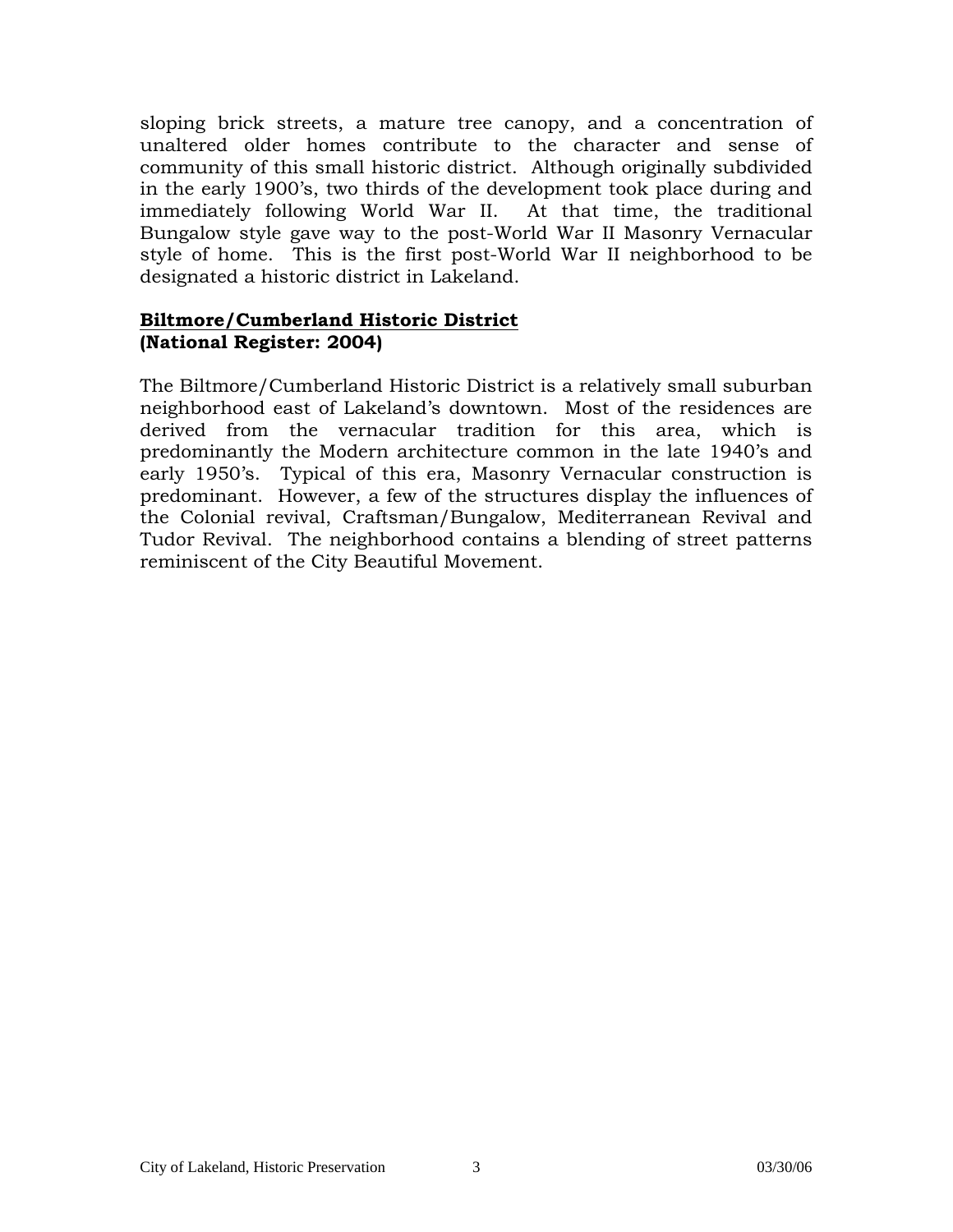sloping brick streets, a mature tree canopy, and a concentration of unaltered older homes contribute to the character and sense of community of this small historic district. Although originally subdivided in the early 1900's, two thirds of the development took place during and immediately following World War II. At that time, the traditional Bungalow style gave way to the post-World War II Masonry Vernacular style of home. This is the first post-World War II neighborhood to be designated a historic district in Lakeland.

## Biltmore/Cumberland Historic District
**(National Register: 2004)**

The Biltmore/Cumberland Historic District is a relatively small suburban neighborhood east of Lakeland's downtown. Most of the residences are derived from the vernacular tradition for this area, which is predominantly the Modern architecture common in the late 1940's and early 1950's. Typical of this era, Masonry Vernacular construction is predominant. However, a few of the structures display the influences of the Colonial revival, Craftsman/Bungalow, Mediterranean Revival and Tudor Revival. The neighborhood contains a blending of street patterns reminiscent of the City Beautiful Movement.